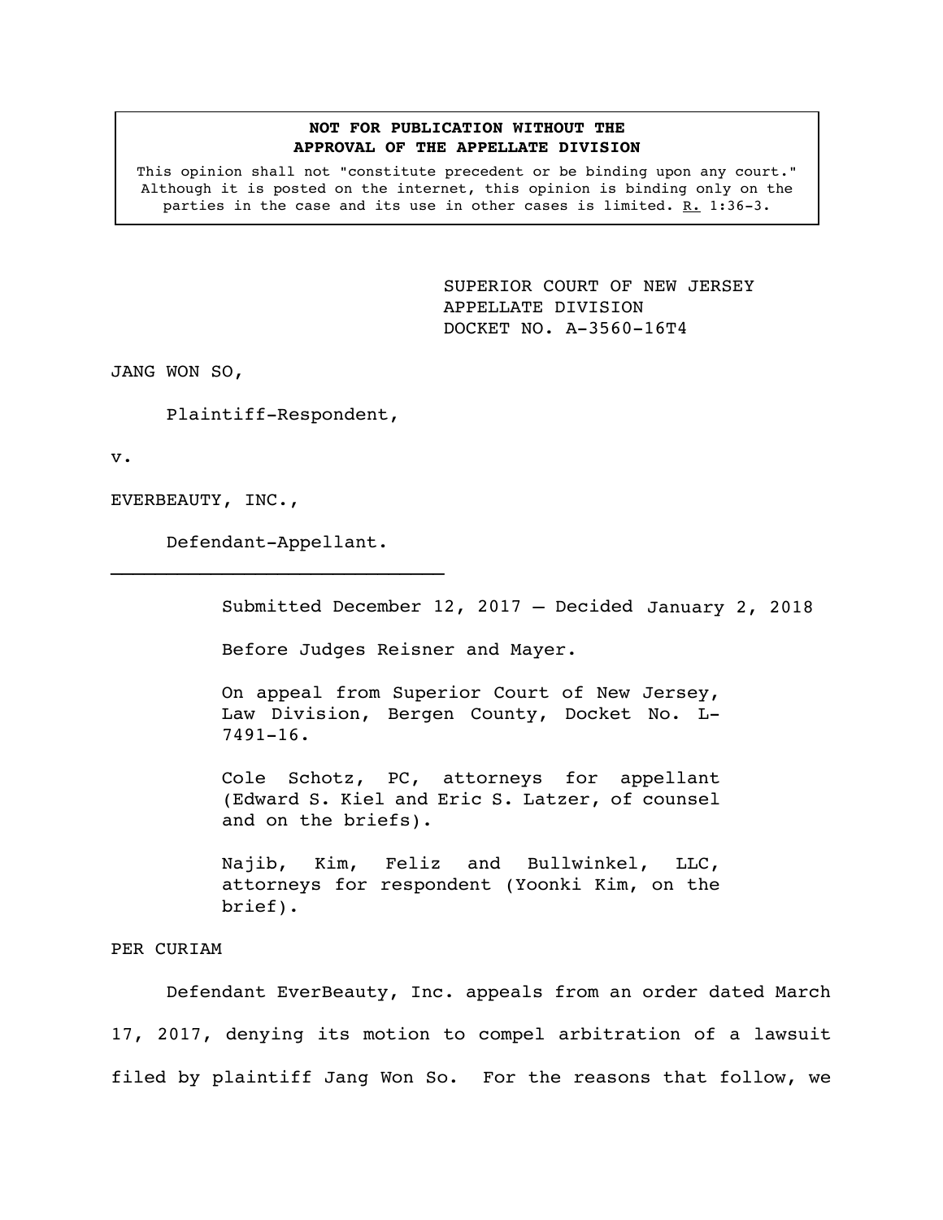**NOT FOR PUBLICATION WITHOUT THE APPROVAL OF THE APPELLATE DIVISION**

This opinion shall not "constitute precedent or be binding upon any court." Although it is posted on the internet, this opinion is binding only on the parties in the case and its use in other cases is limited. R. 1:36-3.

SUPERIOR COURT OF NEW JERSEY
APPELLATE DIVISION
DOCKET NO. A-3560-16T4

JANG WON SO,

Plaintiff-Respondent,

v.

EVERBEAUTY, INC.,

Defendant-Appellant.

---

Submitted December 12, 2017 – Decided January 2, 2018

Before Judges Reisner and Mayer.

On appeal from Superior Court of New Jersey, Law Division, Bergen County, Docket No. L-7491-16.

Cole Schotz, PC, attorneys for appellant (Edward S. Kiel and Eric S. Latzer, of counsel and on the briefs).

Najib, Kim, Feliz and Bullwinkel, LLC, attorneys for respondent (Yoonki Kim, on the brief).

PER CURIAM

Defendant EverBeauty, Inc. appeals from an order dated March 17, 2017, denying its motion to compel arbitration of a lawsuit filed by plaintiff Jang Won So. For the reasons that follow, we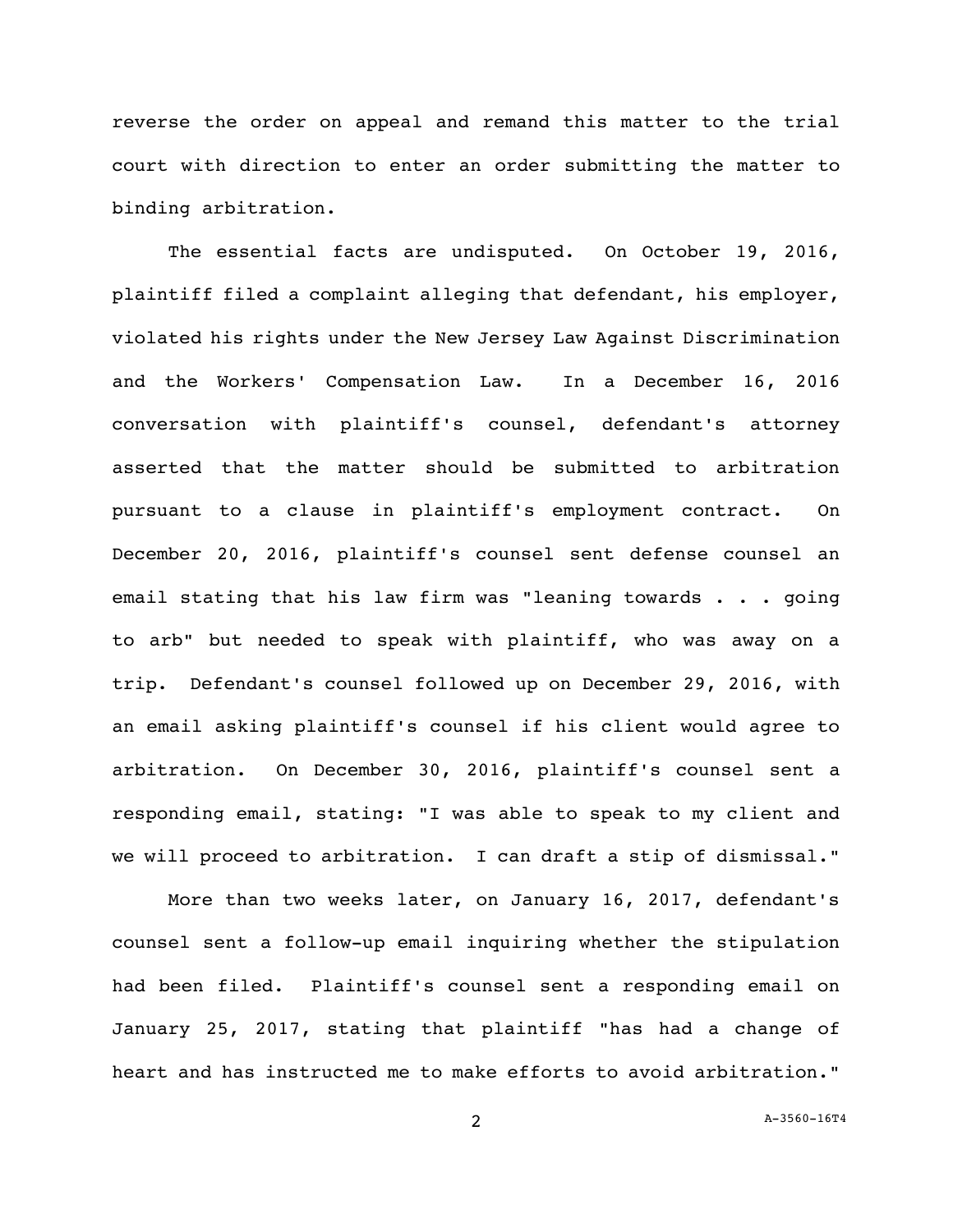reverse the order on appeal and remand this matter to the trial court with direction to enter an order submitting the matter to binding arbitration.

The essential facts are undisputed. On October 19, 2016, plaintiff filed a complaint alleging that defendant, his employer, violated his rights under the New Jersey Law Against Discrimination and the Workers' Compensation Law. In a December 16, 2016 conversation with plaintiff's counsel, defendant's attorney asserted that the matter should be submitted to arbitration pursuant to a clause in plaintiff's employment contract. On December 20, 2016, plaintiff's counsel sent defense counsel an email stating that his law firm was "leaning towards . . . going to arb" but needed to speak with plaintiff, who was away on a trip. Defendant's counsel followed up on December 29, 2016, with an email asking plaintiff's counsel if his client would agree to arbitration. On December 30, 2016, plaintiff's counsel sent a responding email, stating: "I was able to speak to my client and we will proceed to arbitration. I can draft a stip of dismissal."

More than two weeks later, on January 16, 2017, defendant's counsel sent a follow-up email inquiring whether the stipulation had been filed. Plaintiff's counsel sent a responding email on January 25, 2017, stating that plaintiff "has had a change of heart and has instructed me to make efforts to avoid arbitration."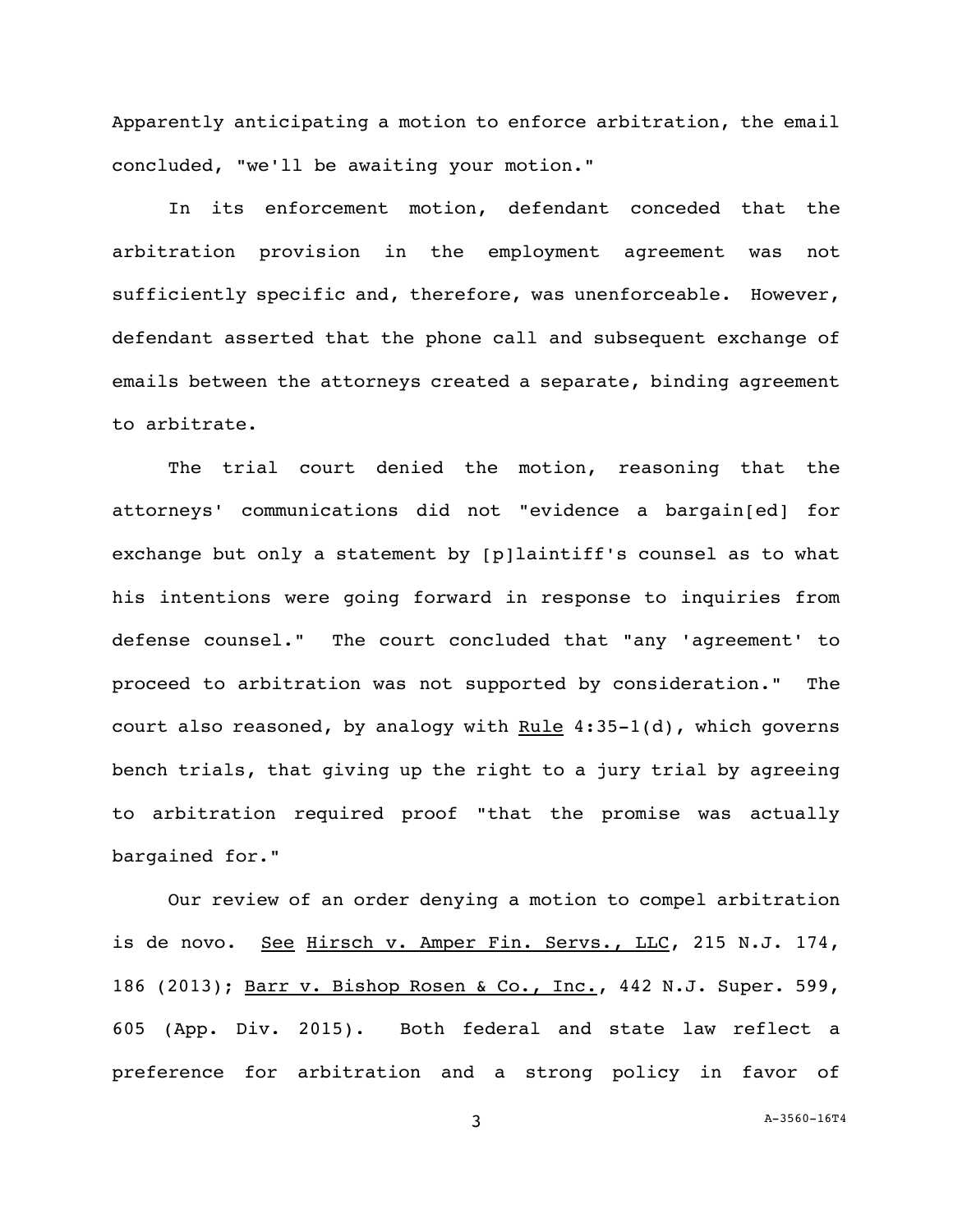Apparently anticipating a motion to enforce arbitration, the email concluded, "we'll be awaiting your motion."

In its enforcement motion, defendant conceded that the arbitration provision in the employment agreement was not sufficiently specific and, therefore, was unenforceable. However, defendant asserted that the phone call and subsequent exchange of emails between the attorneys created a separate, binding agreement to arbitrate.

The trial court denied the motion, reasoning that the attorneys' communications did not "evidence a bargain[ed] for exchange but only a statement by [p]laintiff's counsel as to what his intentions were going forward in response to inquiries from defense counsel." The court concluded that "any 'agreement' to proceed to arbitration was not supported by consideration." The court also reasoned, by analogy with Rule 4:35-1(d), which governs bench trials, that giving up the right to a jury trial by agreeing to arbitration required proof "that the promise was actually bargained for."

Our review of an order denying a motion to compel arbitration is de novo. See Hirsch v. Amper Fin. Servs., LLC, 215 N.J. 174, 186 (2013); Barr v. Bishop Rosen & Co., Inc., 442 N.J. Super. 599, 605 (App. Div. 2015). Both federal and state law reflect a preference for arbitration and a strong policy in favor of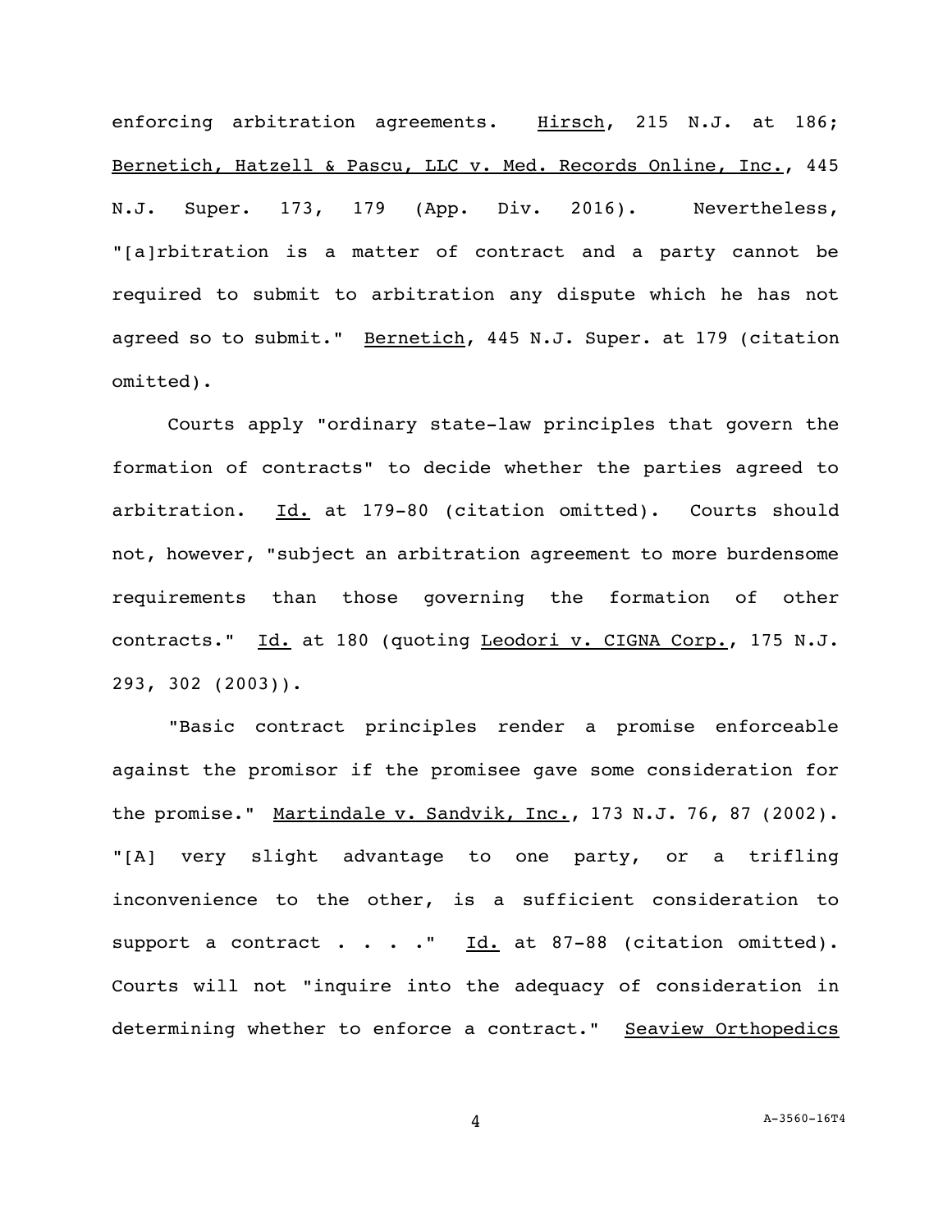enforcing arbitration agreements. Hirsch, 215 N.J. at 186; Bernetich, Hatzell & Pascu, LLC v. Med. Records Online, Inc., 445 N.J. Super. 173, 179 (App. Div. 2016). Nevertheless, "[a]rbitration is a matter of contract and a party cannot be required to submit to arbitration any dispute which he has not agreed so to submit." Bernetich, 445 N.J. Super. at 179 (citation omitted).

Courts apply "ordinary state-law principles that govern the formation of contracts" to decide whether the parties agreed to arbitration. Id. at 179-80 (citation omitted). Courts should not, however, "subject an arbitration agreement to more burdensome requirements than those governing the formation of other contracts." Id. at 180 (quoting Leodori v. CIGNA Corp., 175 N.J. 293, 302 (2003)).

"Basic contract principles render a promise enforceable against the promisor if the promisee gave some consideration for the promise." Martindale v. Sandvik, Inc., 173 N.J. 76, 87 (2002). "[A] very slight advantage to one party, or a trifling inconvenience to the other, is a sufficient consideration to support a contract . . . ." Id. at 87-88 (citation omitted). Courts will not "inquire into the adequacy of consideration in determining whether to enforce a contract." Seaview Orthopedics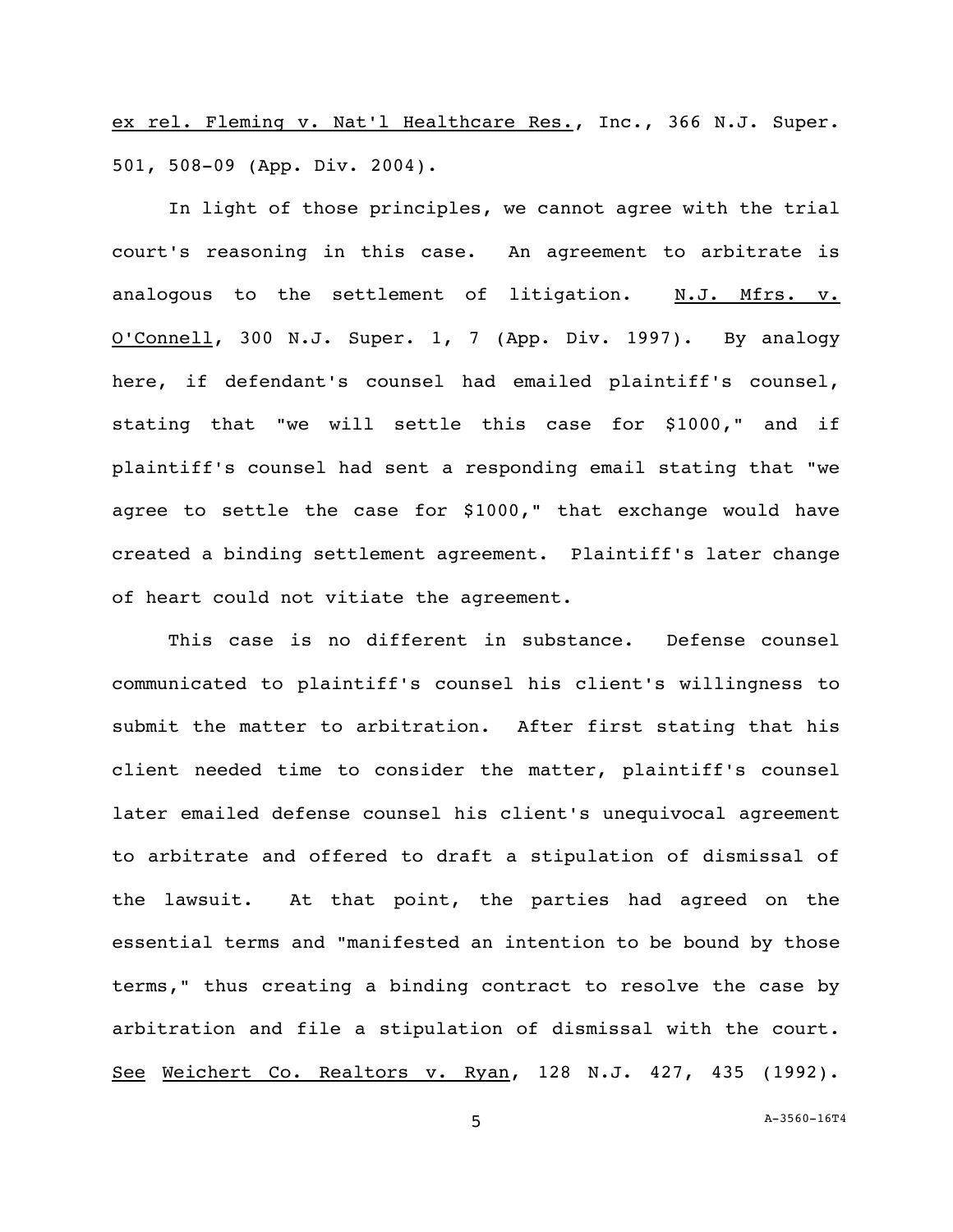ex rel. Fleming v. Nat'l Healthcare Res., Inc., 366 N.J. Super. 501, 508-09 (App. Div. 2004).

In light of those principles, we cannot agree with the trial court's reasoning in this case. An agreement to arbitrate is analogous to the settlement of litigation. N.J. Mfrs. v. O'Connell, 300 N.J. Super. 1, 7 (App. Div. 1997). By analogy here, if defendant's counsel had emailed plaintiff's counsel, stating that "we will settle this case for $1000," and if plaintiff's counsel had sent a responding email stating that "we agree to settle the case for $1000," that exchange would have created a binding settlement agreement. Plaintiff's later change of heart could not vitiate the agreement.

This case is no different in substance. Defense counsel communicated to plaintiff's counsel his client's willingness to submit the matter to arbitration. After first stating that his client needed time to consider the matter, plaintiff's counsel later emailed defense counsel his client's unequivocal agreement to arbitrate and offered to draft a stipulation of dismissal of the lawsuit. At that point, the parties had agreed on the essential terms and "manifested an intention to be bound by those terms," thus creating a binding contract to resolve the case by arbitration and file a stipulation of dismissal with the court. See Weichert Co. Realtors v. Ryan, 128 N.J. 427, 435 (1992).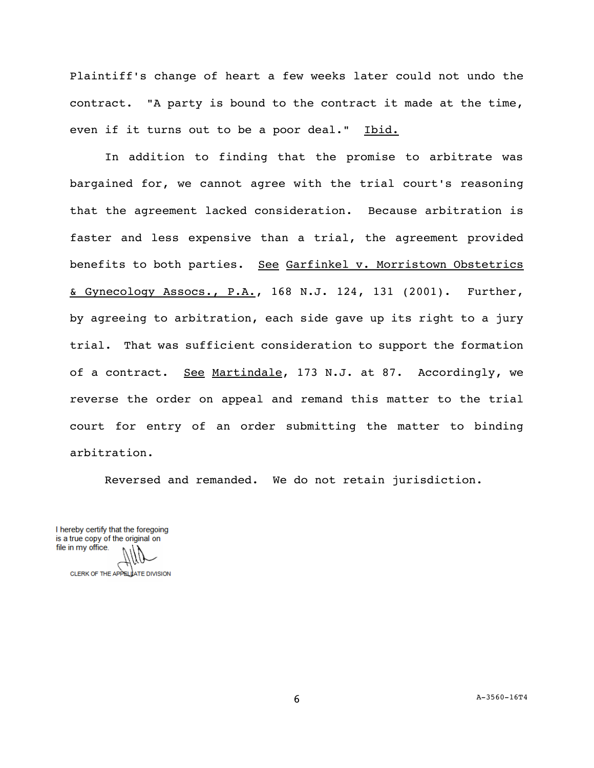Plaintiff's change of heart a few weeks later could not undo the contract. "A party is bound to the contract it made at the time, even if it turns out to be a poor deal." Ibid.

In addition to finding that the promise to arbitrate was bargained for, we cannot agree with the trial court's reasoning that the agreement lacked consideration. Because arbitration is faster and less expensive than a trial, the agreement provided benefits to both parties. See Garfinkel v. Morristown Obstetrics & Gynecology Assocs., P.A., 168 N.J. 124, 131 (2001). Further, by agreeing to arbitration, each side gave up its right to a jury trial. That was sufficient consideration to support the formation of a contract. See Martindale, 173 N.J. at 87. Accordingly, we reverse the order on appeal and remand this matter to the trial court for entry of an order submitting the matter to binding arbitration.

Reversed and remanded. We do not retain jurisdiction.

I hereby certify that the foregoing is a true copy of the original on file in my office.

CLERK OF THE APPELLATE DIVISION